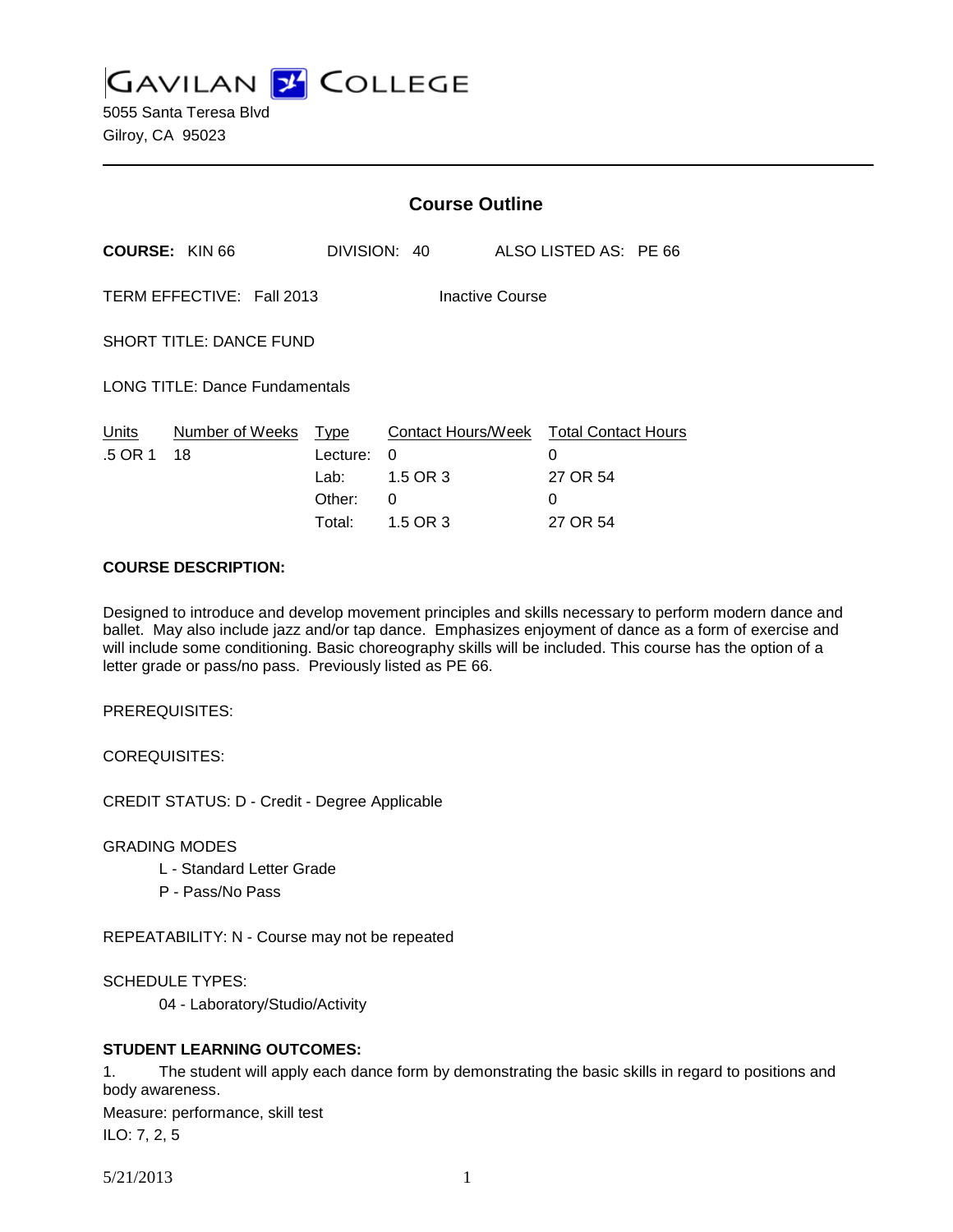# GAVILAN COLLEGE

5055 Santa Teresa Blvd
Gilroy, CA 95023

## Course Outline

**COURSE:** KIN 66 DIVISION: 40 ALSO LISTED AS: PE 66

TERM EFFECTIVE: Fall 2013 Inactive Course

SHORT TITLE: DANCE FUND

LONG TITLE: Dance Fundamentals

| Units | Number of Weeks | Type | Contact Hours/Week | Total Contact Hours |
|---|---|---|---|---|
| .5 OR 1 | 18 | Lecture: | 0 | 0 |
| | | Lab: | 1.5 OR 3 | 27 OR 54 |
| | | Other: | 0 | 0 |
| | | Total: | 1.5 OR 3 | 27 OR 54 |

**COURSE DESCRIPTION:**

Designed to introduce and develop movement principles and skills necessary to perform modern dance and ballet. May also include jazz and/or tap dance. Emphasizes enjoyment of dance as a form of exercise and will include some conditioning. Basic choreography skills will be included. This course has the option of a letter grade or pass/no pass. Previously listed as PE 66.

PREREQUISITES:

COREQUISITES:

CREDIT STATUS: D - Credit - Degree Applicable

GRADING MODES

- L - Standard Letter Grade
- P - Pass/No Pass

REPEATABILITY: N - Course may not be repeated

SCHEDULE TYPES:

- 04 - Laboratory/Studio/Activity

**STUDENT LEARNING OUTCOMES:**

1. The student will apply each dance form by demonstrating the basic skills in regard to positions and body awareness.

Measure: performance, skill test

ILO: 7, 2, 5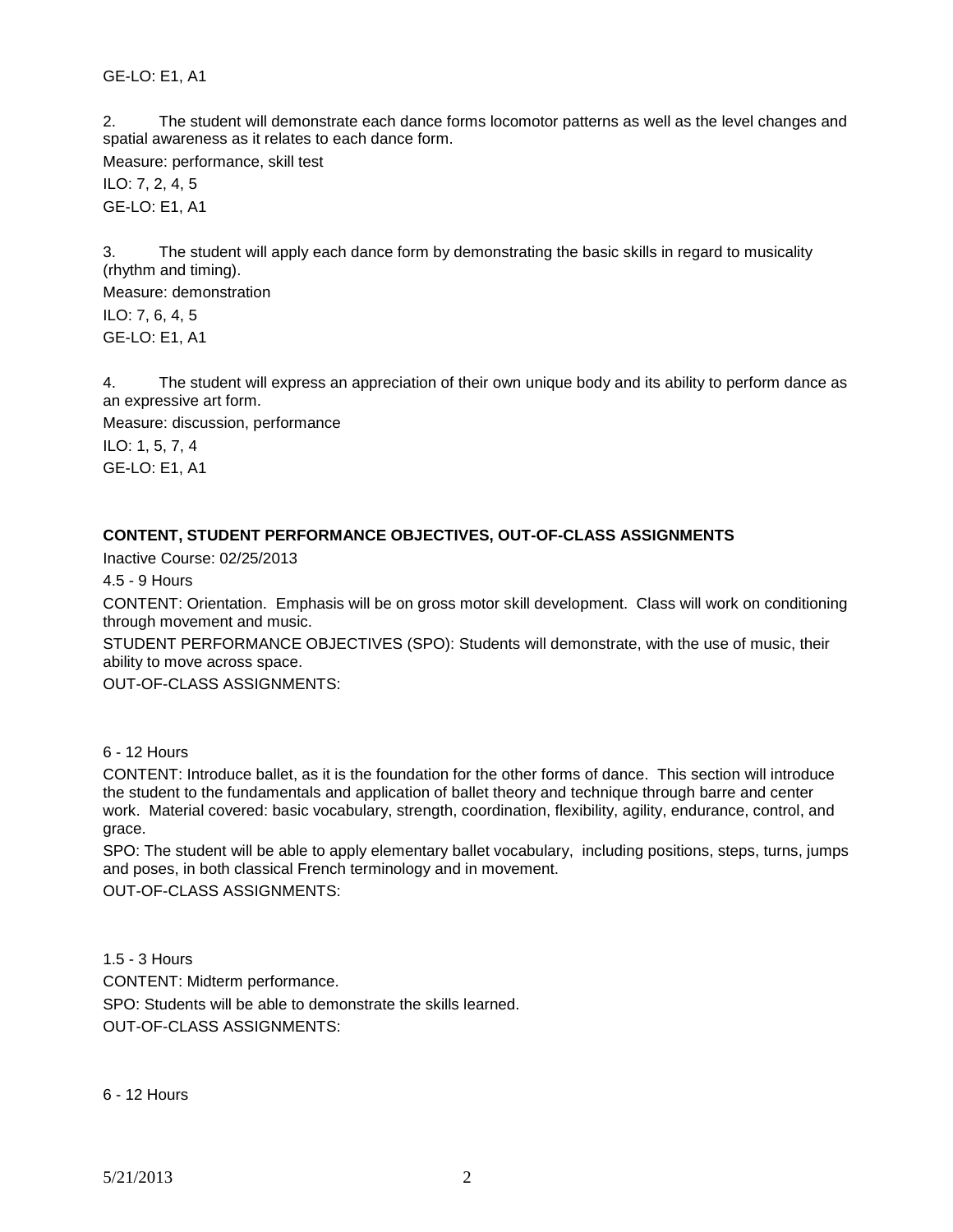GE-LO: E1, A1

2. The student will demonstrate each dance forms locomotor patterns as well as the level changes and spatial awareness as it relates to each dance form.

Measure: performance, skill test

ILO: 7, 2, 4, 5

GE-LO: E1, A1

3. The student will apply each dance form by demonstrating the basic skills in regard to musicality (rhythm and timing).

Measure: demonstration

ILO: 7, 6, 4, 5

GE-LO: E1, A1

4. The student will express an appreciation of their own unique body and its ability to perform dance as an expressive art form.

Measure: discussion, performance

ILO: 1, 5, 7, 4

GE-LO: E1, A1

**CONTENT, STUDENT PERFORMANCE OBJECTIVES, OUT-OF-CLASS ASSIGNMENTS**

Inactive Course: 02/25/2013

4.5 - 9 Hours

CONTENT: Orientation. Emphasis will be on gross motor skill development. Class will work on conditioning through movement and music.

STUDENT PERFORMANCE OBJECTIVES (SPO): Students will demonstrate, with the use of music, their ability to move across space.

OUT-OF-CLASS ASSIGNMENTS:

6 - 12 Hours

CONTENT: Introduce ballet, as it is the foundation for the other forms of dance. This section will introduce the student to the fundamentals and application of ballet theory and technique through barre and center work. Material covered: basic vocabulary, strength, coordination, flexibility, agility, endurance, control, and grace.

SPO: The student will be able to apply elementary ballet vocabulary, including positions, steps, turns, jumps and poses, in both classical French terminology and in movement.

OUT-OF-CLASS ASSIGNMENTS:

1.5 - 3 Hours

CONTENT: Midterm performance.

SPO: Students will be able to demonstrate the skills learned.

OUT-OF-CLASS ASSIGNMENTS:

6 - 12 Hours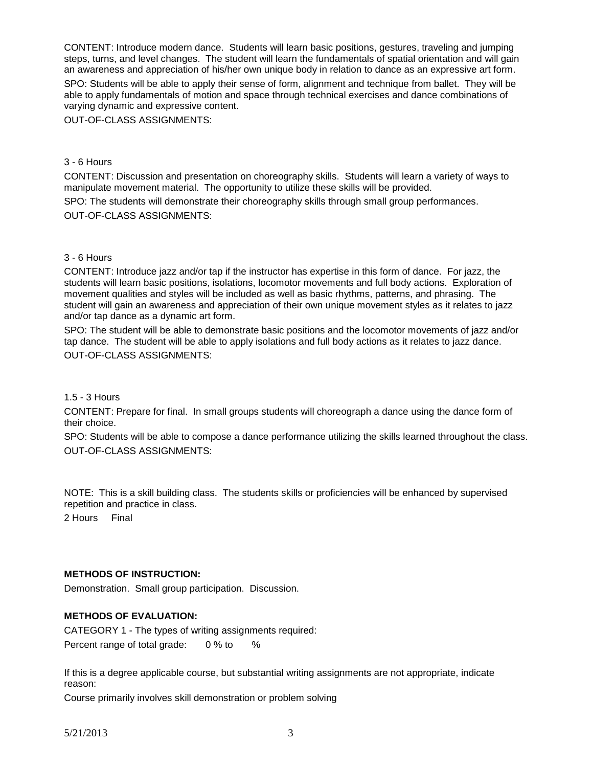CONTENT: Introduce modern dance. Students will learn basic positions, gestures, traveling and jumping steps, turns, and level changes. The student will learn the fundamentals of spatial orientation and will gain an awareness and appreciation of his/her own unique body in relation to dance as an expressive art form.

SPO: Students will be able to apply their sense of form, alignment and technique from ballet. They will be able to apply fundamentals of motion and space through technical exercises and dance combinations of varying dynamic and expressive content.

OUT-OF-CLASS ASSIGNMENTS:

3 - 6 Hours

CONTENT: Discussion and presentation on choreography skills. Students will learn a variety of ways to manipulate movement material. The opportunity to utilize these skills will be provided.

SPO: The students will demonstrate their choreography skills through small group performances.

OUT-OF-CLASS ASSIGNMENTS:

3 - 6 Hours

CONTENT: Introduce jazz and/or tap if the instructor has expertise in this form of dance. For jazz, the students will learn basic positions, isolations, locomotor movements and full body actions. Exploration of movement qualities and styles will be included as well as basic rhythms, patterns, and phrasing. The student will gain an awareness and appreciation of their own unique movement styles as it relates to jazz and/or tap dance as a dynamic art form.

SPO: The student will be able to demonstrate basic positions and the locomotor movements of jazz and/or tap dance. The student will be able to apply isolations and full body actions as it relates to jazz dance.

OUT-OF-CLASS ASSIGNMENTS:

1.5 - 3 Hours

CONTENT: Prepare for final. In small groups students will choreograph a dance using the dance form of their choice.

SPO: Students will be able to compose a dance performance utilizing the skills learned throughout the class.

OUT-OF-CLASS ASSIGNMENTS:

NOTE: This is a skill building class. The students skills or proficiencies will be enhanced by supervised repetition and practice in class.

2 Hours Final

**METHODS OF INSTRUCTION:**

Demonstration. Small group participation. Discussion.

**METHODS OF EVALUATION:**

CATEGORY 1 - The types of writing assignments required:

Percent range of total grade: 0 % to %

If this is a degree applicable course, but substantial writing assignments are not appropriate, indicate reason:

Course primarily involves skill demonstration or problem solving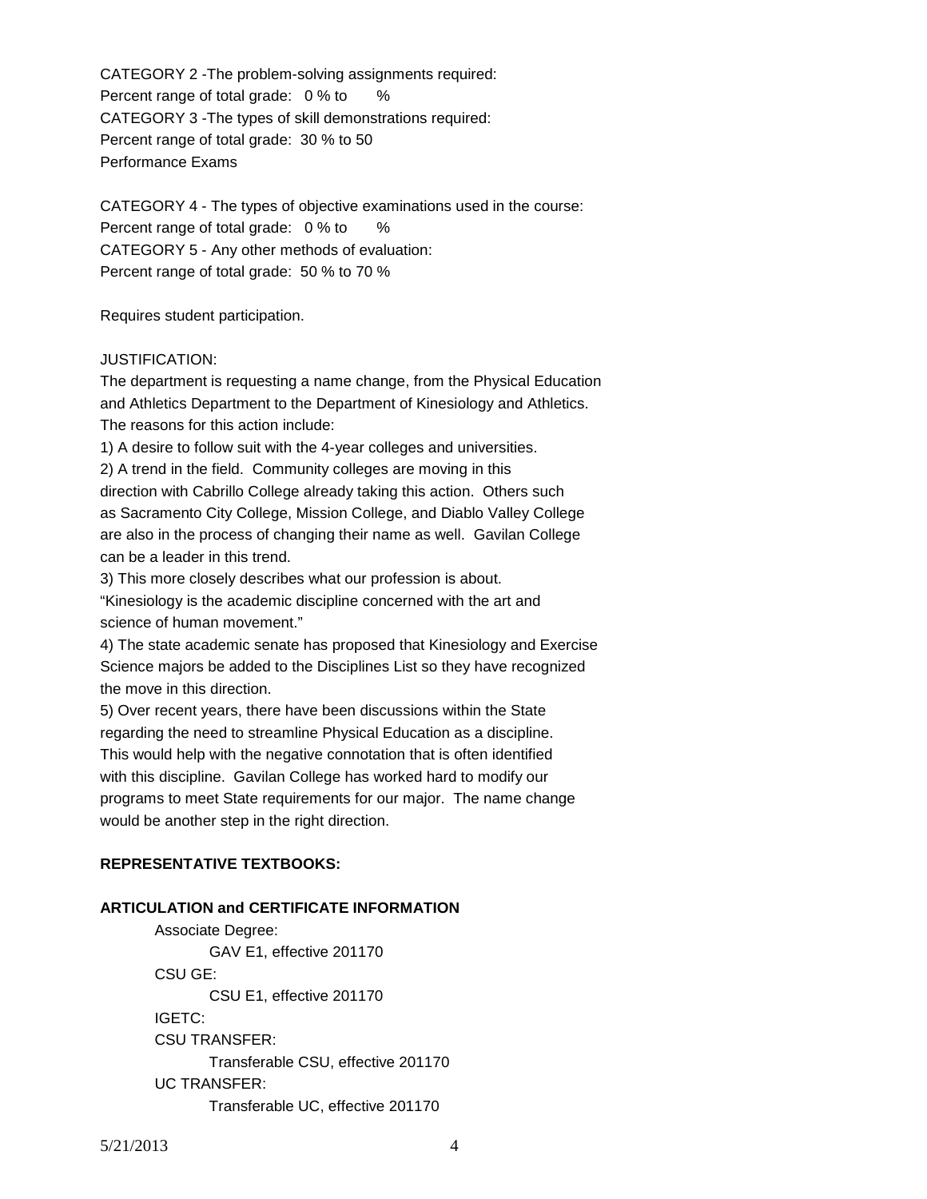CATEGORY 2 -The problem-solving assignments required:
Percent range of total grade: 0 % to %
CATEGORY 3 -The types of skill demonstrations required:
Percent range of total grade: 30 % to 50
Performance Exams

CATEGORY 4 - The types of objective examinations used in the course:
Percent range of total grade: 0 % to %
CATEGORY 5 - Any other methods of evaluation:
Percent range of total grade: 50 % to 70 %

Requires student participation.

JUSTIFICATION:
The department is requesting a name change, from the Physical Education and Athletics Department to the Department of Kinesiology and Athletics. The reasons for this action include:
1) A desire to follow suit with the 4-year colleges and universities.
2) A trend in the field. Community colleges are moving in this direction with Cabrillo College already taking this action. Others such as Sacramento City College, Mission College, and Diablo Valley College are also in the process of changing their name as well. Gavilan College can be a leader in this trend.
3) This more closely describes what our profession is about. "Kinesiology is the academic discipline concerned with the art and science of human movement."
4) The state academic senate has proposed that Kinesiology and Exercise Science majors be added to the Disciplines List so they have recognized the move in this direction.
5) Over recent years, there have been discussions within the State regarding the need to streamline Physical Education as a discipline. This would help with the negative connotation that is often identified with this discipline. Gavilan College has worked hard to modify our programs to meet State requirements for our major. The name change would be another step in the right direction.

**REPRESENTATIVE TEXTBOOKS:**

**ARTICULATION and CERTIFICATE INFORMATION**

Associate Degree:
GAV E1, effective 201170
CSU GE:
CSU E1, effective 201170
IGETC:
CSU TRANSFER:
Transferable CSU, effective 201170
UC TRANSFER:
Transferable UC, effective 201170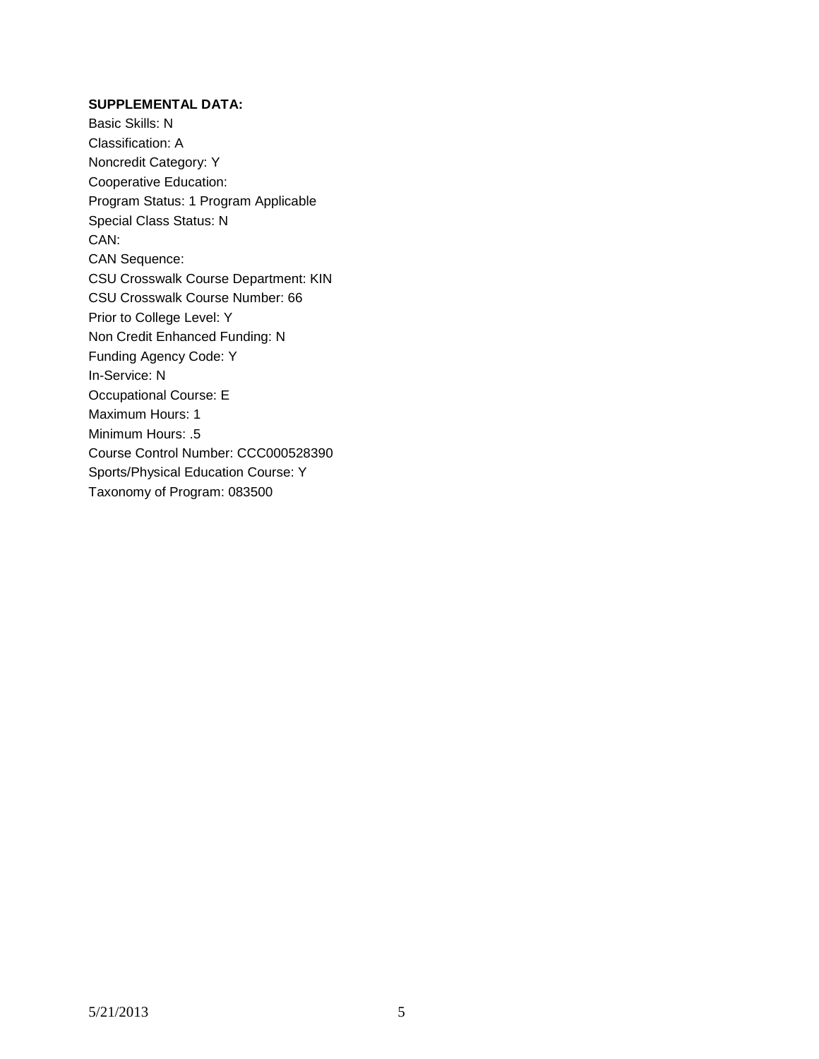**SUPPLEMENTAL DATA:**

Basic Skills: N
Classification: A
Noncredit Category: Y
Cooperative Education:
Program Status: 1 Program Applicable
Special Class Status: N
CAN:
CAN Sequence:
CSU Crosswalk Course Department: KIN
CSU Crosswalk Course Number: 66
Prior to College Level: Y
Non Credit Enhanced Funding: N
Funding Agency Code: Y
In-Service: N
Occupational Course: E
Maximum Hours: 1
Minimum Hours: .5
Course Control Number: CCC000528390
Sports/Physical Education Course: Y
Taxonomy of Program: 083500